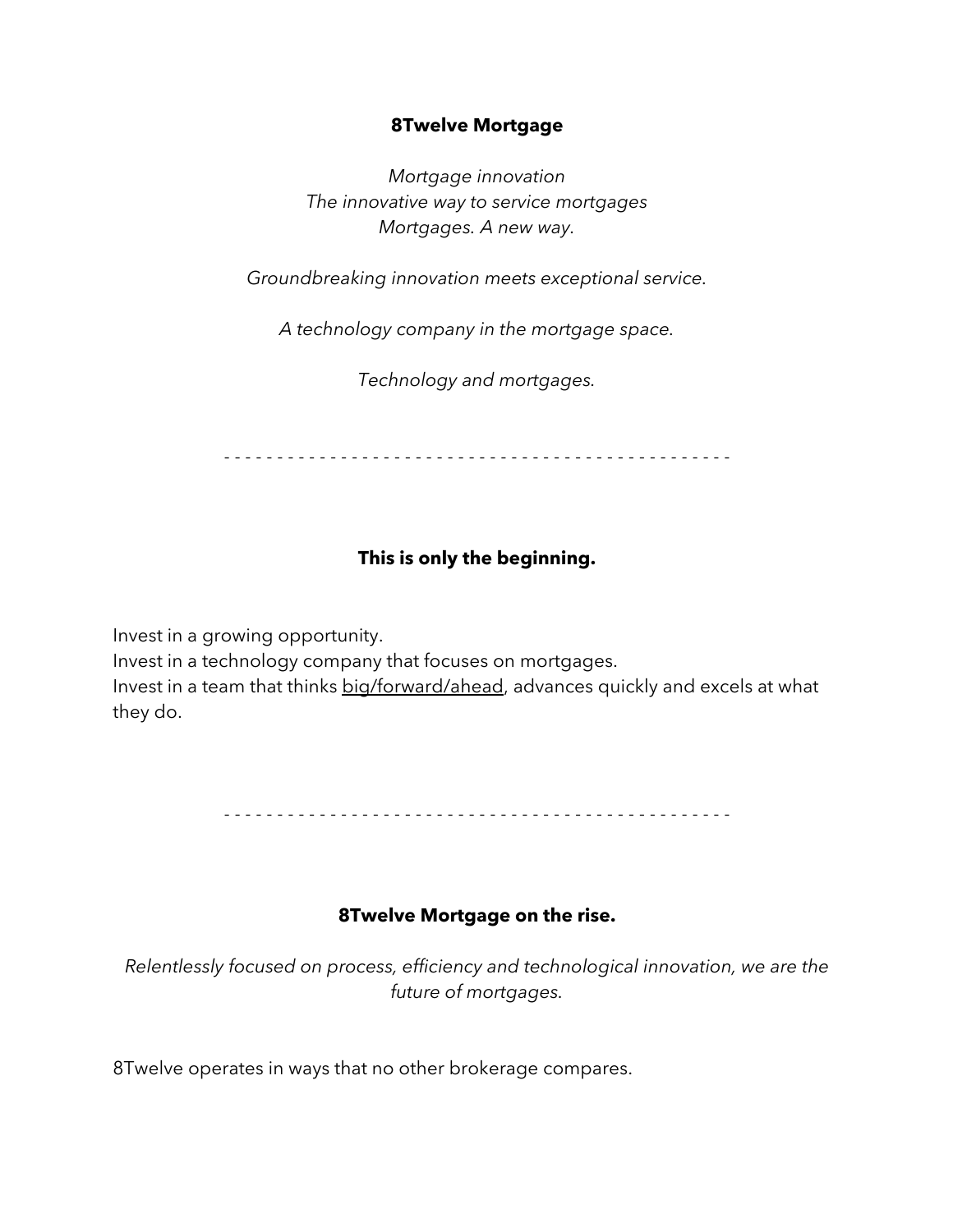**8Twelve Mortgage**

*Mortgage innovation*
*The innovative way to service mortgages*
*Mortgages. A new way.*

*Groundbreaking innovation meets exceptional service.*

*A technology company in the mortgage space.*

*Technology and mortgages.*

- - - - - - - - - - - - - - - - - - - - - - - - - - - - - - - - - - - - - - - - - - - - - - - - -

**This is only the beginning.**

Invest in a growing opportunity.
Invest in a technology company that focuses on mortgages.
Invest in a team that thinks <u>big/forward/ahead</u>, advances quickly and excels at what they do.

- - - - - - - - - - - - - - - - - - - - - - - - - - - - - - - - - - - - - - - - - - - - - - - - -

**8Twelve Mortgage on the rise.**

*Relentlessly focused on process, efficiency and technological innovation, we are the future of mortgages.*

8Twelve operates in ways that no other brokerage compares.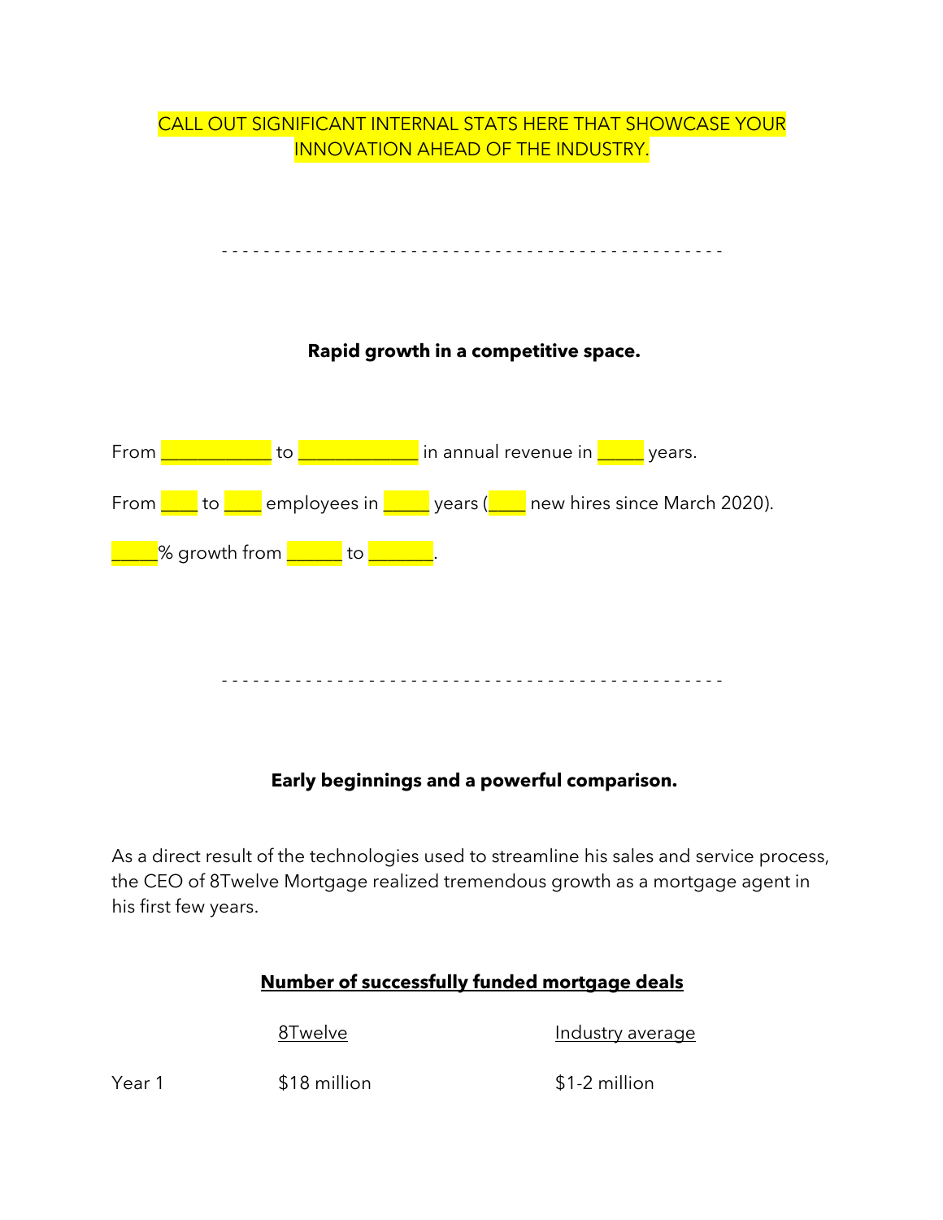CALL OUT SIGNIFICANT INTERNAL STATS HERE THAT SHOWCASE YOUR INNOVATION AHEAD OF THE INDUSTRY.

- - - - - - - - - - - - - - - - - - - - - - - - - - - - - - - - - - - - - - - - - - - - - - - -

**Rapid growth in a competitive space.**

From ___________ to ____________ in annual revenue in _____ years.

From ____ to ____ employees in _____ years (____ new hires since March 2020).

_____% growth from ______ to _______.

- - - - - - - - - - - - - - - - - - - - - - - - - - - - - - - - - - - - - - - - - - - - - - - -

**Early beginnings and a powerful comparison.**

As a direct result of the technologies used to streamline his sales and service process, the CEO of 8Twelve Mortgage realized tremendous growth as a mortgage agent in his first few years.

**Number of successfully funded mortgage deals**

| | 8Twelve | Industry average |
| --- | --- | --- |
| Year 1 | $18 million | $1-2 million |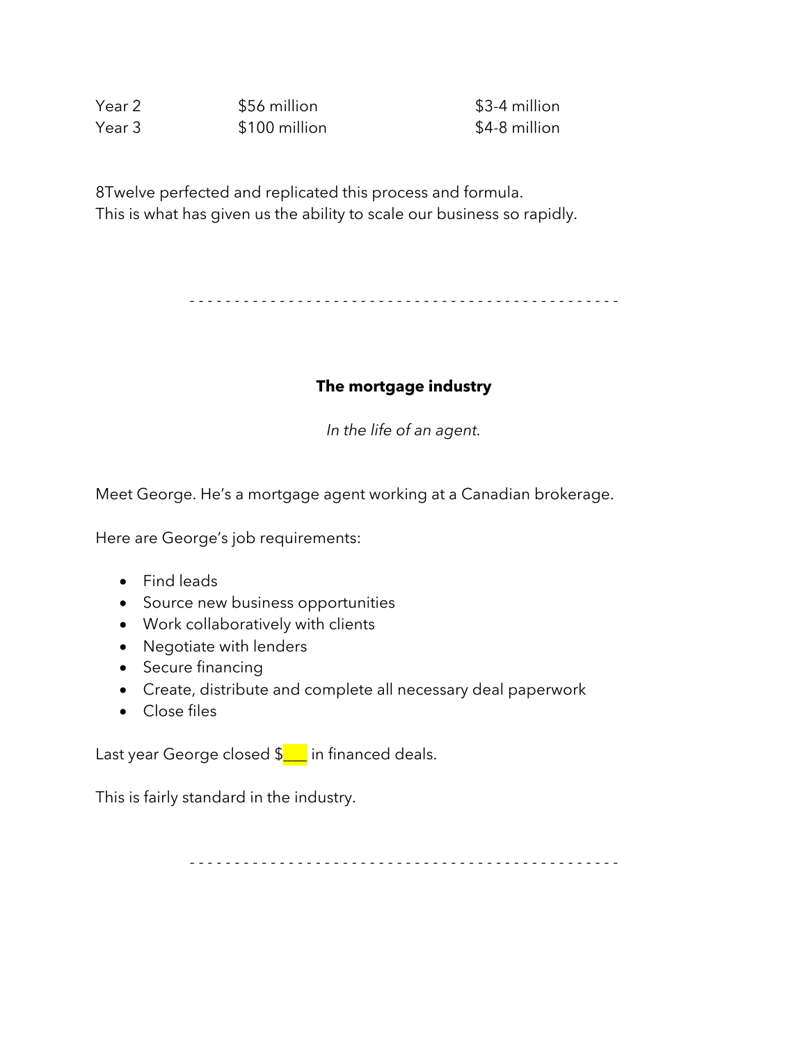| | | |
|---|---|---|
| Year 2 | $56 million | $3-4 million |
| Year 3 | $100 million | $4-8 million |

8Twelve perfected and replicated this process and formula.
This is what has given us the ability to scale our business so rapidly.

- - - - - - - - - - - - - - - - - - - - - - - - - - - - - - - - - - - - - - - - - - - - - - - -

**The mortgage industry**

*In the life of an agent.*

Meet George. He's a mortgage agent working at a Canadian brokerage.

Here are George's job requirements:

- Find leads
- Source new business opportunities
- Work collaboratively with clients
- Negotiate with lenders
- Secure financing
- Create, distribute and complete all necessary deal paperwork
- Close files

Last year George closed $___ in financed deals.

This is fairly standard in the industry.

- - - - - - - - - - - - - - - - - - - - - - - - - - - - - - - - - - - - - - - - - - - - - - - -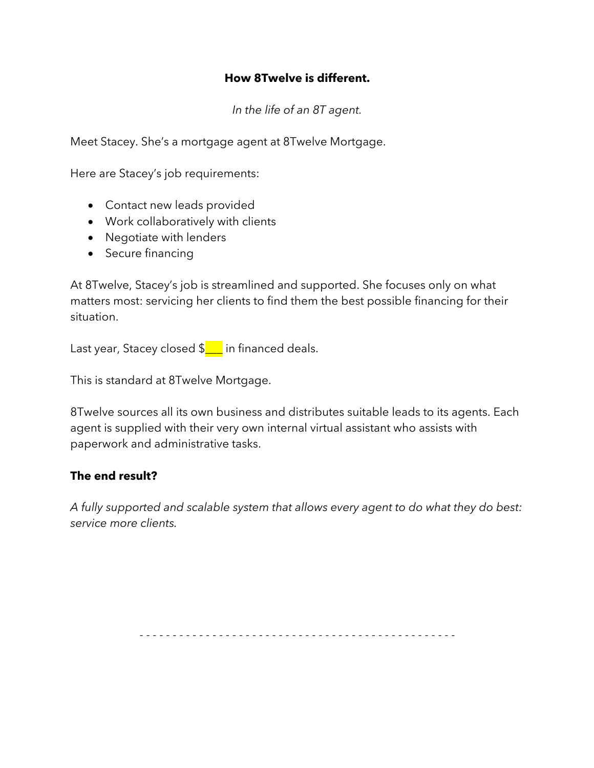**How 8Twelve is different.**

*In the life of an 8T agent.*

Meet Stacey. She's a mortgage agent at 8Twelve Mortgage.

Here are Stacey's job requirements:

- Contact new leads provided
- Work collaboratively with clients
- Negotiate with lenders
- Secure financing

At 8Twelve, Stacey's job is streamlined and supported. She focuses only on what matters most: servicing her clients to find them the best possible financing for their situation.

Last year, Stacey closed $___ in financed deals.

This is standard at 8Twelve Mortgage.

8Twelve sources all its own business and distributes suitable leads to its agents. Each agent is supplied with their very own internal virtual assistant who assists with paperwork and administrative tasks.

**The end result?**

*A fully supported and scalable system that allows every agent to do what they do best: service more clients.*

- - - - - - - - - - - - - - - - - - - - - - - - - - - - - - - - - - - - - - - - - - - - - - - - - -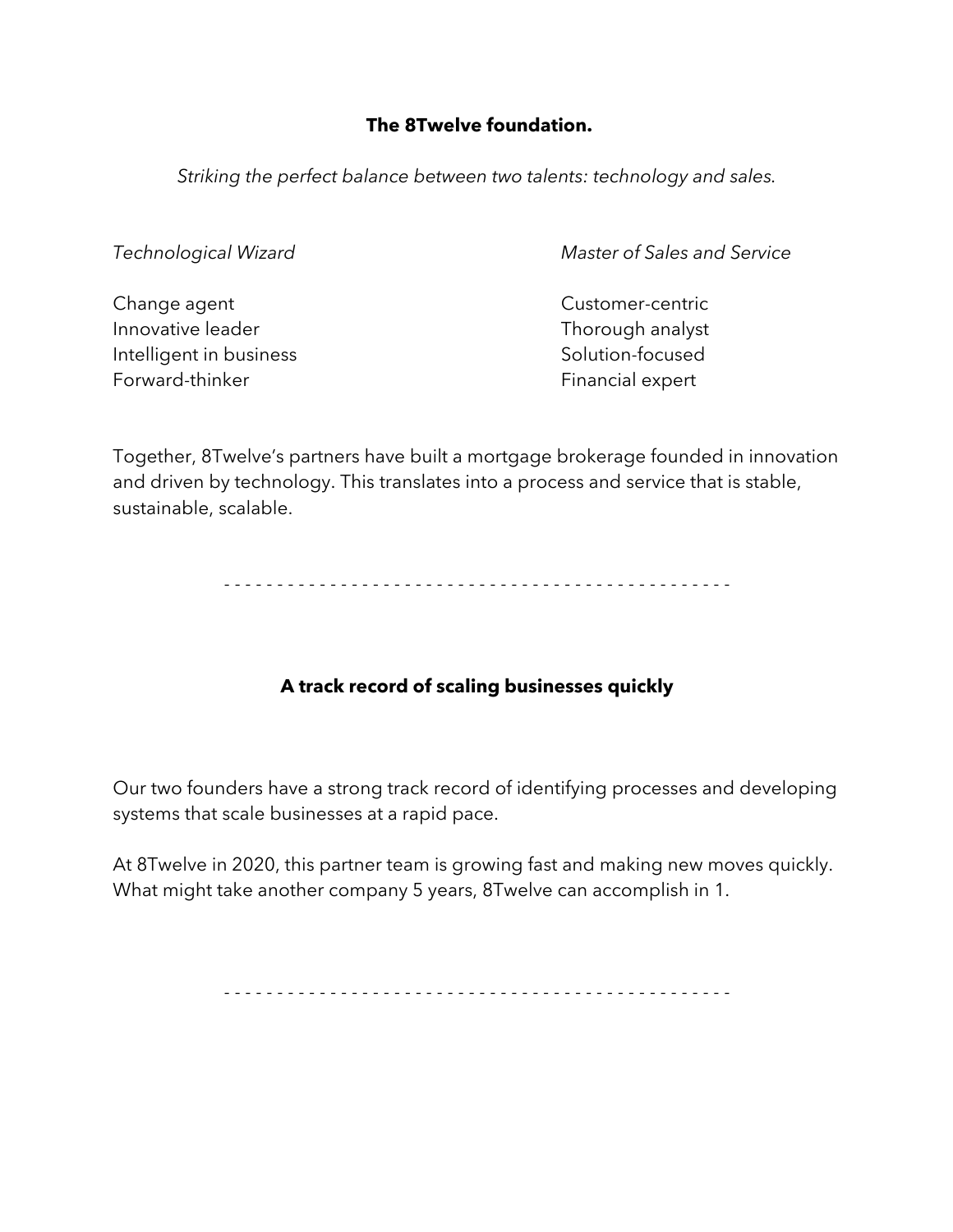## The 8Twelve foundation.

*Striking the perfect balance between two talents: technology and sales.*

| *Technological Wizard* | *Master of Sales and Service* |
| --- | --- |
| Change agent | Customer-centric |
| Innovative leader | Thorough analyst |
| Intelligent in business | Solution-focused |
| Forward-thinker | Financial expert |

Together, 8Twelve's partners have built a mortgage brokerage founded in innovation and driven by technology. This translates into a process and service that is stable, sustainable, scalable.

- - - - - - - - - - - - - - - - - - - - - - - - - - - - - - - - - - - - - - - - - - - - - - - - -

## A track record of scaling businesses quickly

Our two founders have a strong track record of identifying processes and developing systems that scale businesses at a rapid pace.

At 8Twelve in 2020, this partner team is growing fast and making new moves quickly. What might take another company 5 years, 8Twelve can accomplish in 1.

- - - - - - - - - - - - - - - - - - - - - - - - - - - - - - - - - - - - - - - - - - - - - - - - -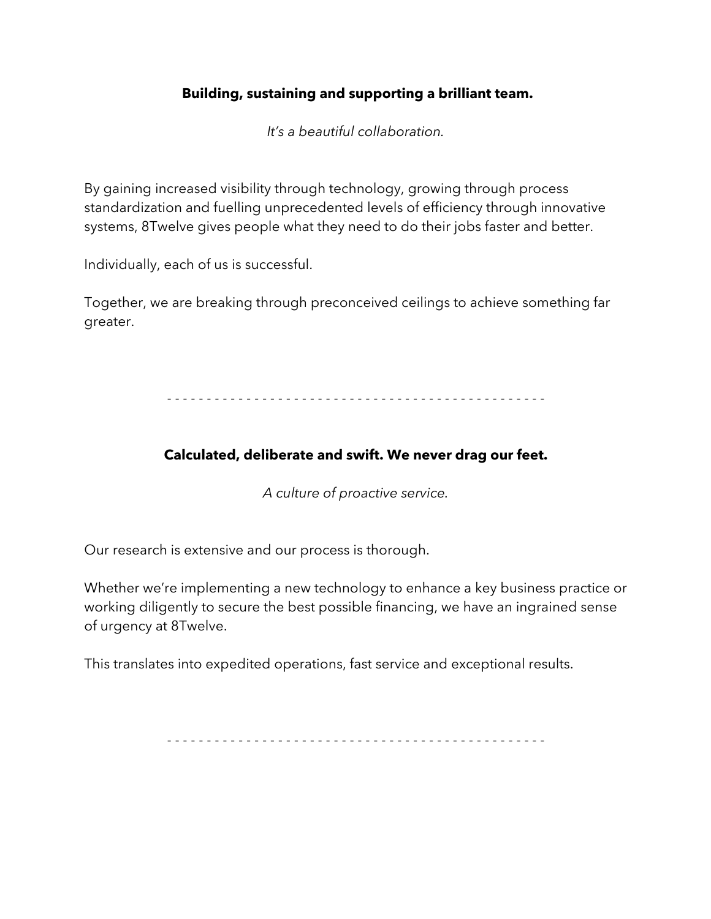**Building, sustaining and supporting a brilliant team.**

*It's a beautiful collaboration.*

By gaining increased visibility through technology, growing through process standardization and fuelling unprecedented levels of efficiency through innovative systems, 8Twelve gives people what they need to do their jobs faster and better.

Individually, each of us is successful.

Together, we are breaking through preconceived ceilings to achieve something far greater.

- - - - - - - - - - - - - - - - - - - - - - - - - - - - - - - - - - - - - - - - - - - - - - - - -

**Calculated, deliberate and swift. We never drag our feet.**

*A culture of proactive service.*

Our research is extensive and our process is thorough.

Whether we're implementing a new technology to enhance a key business practice or working diligently to secure the best possible financing, we have an ingrained sense of urgency at 8Twelve.

This translates into expedited operations, fast service and exceptional results.

- - - - - - - - - - - - - - - - - - - - - - - - - - - - - - - - - - - - - - - - - - - - - - - - -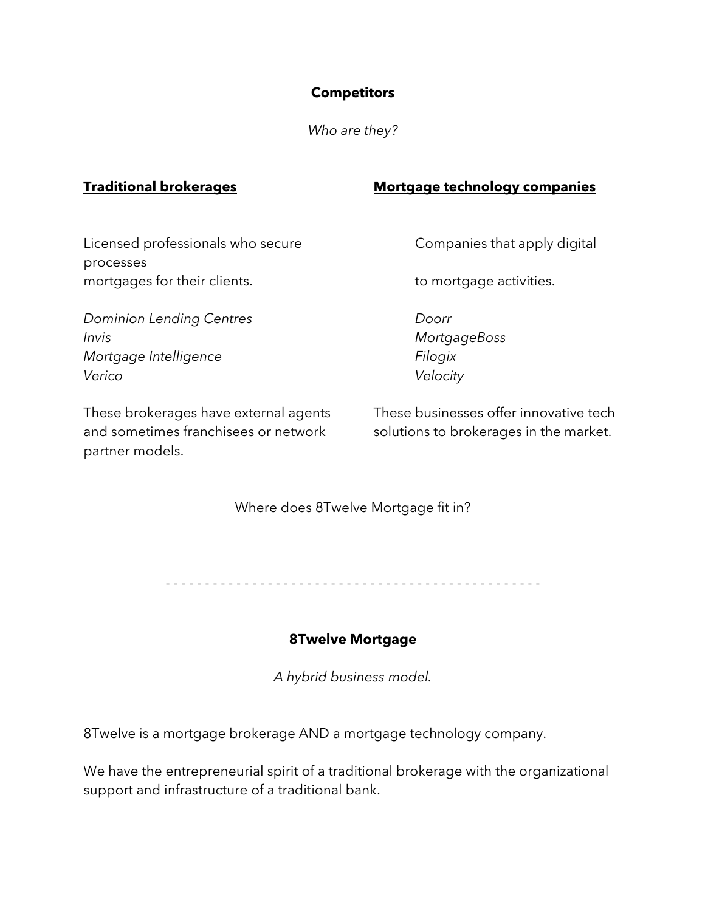**Competitors**

*Who are they?*

**<u>Traditional brokerages</u>**

Licensed professionals who secure mortgages for their clients.

*Dominion Lending Centres*
*Invis*
*Mortgage Intelligence*
*Verico*

These brokerages have external agents and sometimes franchisees or network partner models.

**<u>Mortgage technology companies</u>**

Companies that apply digital processes to mortgage activities.

*Doorr*
*MortgageBoss*
*Filogix*
*Velocity*

These businesses offer innovative tech solutions to brokerages in the market.

Where does 8Twelve Mortgage fit in?

- - - - - - - - - - - - - - - - - - - - - - - - - - - - - - - - - - - - - - - - - - - - - - - - -

**8Twelve Mortgage**

*A hybrid business model.*

8Twelve is a mortgage brokerage AND a mortgage technology company.

We have the entrepreneurial spirit of a traditional brokerage with the organizational support and infrastructure of a traditional bank.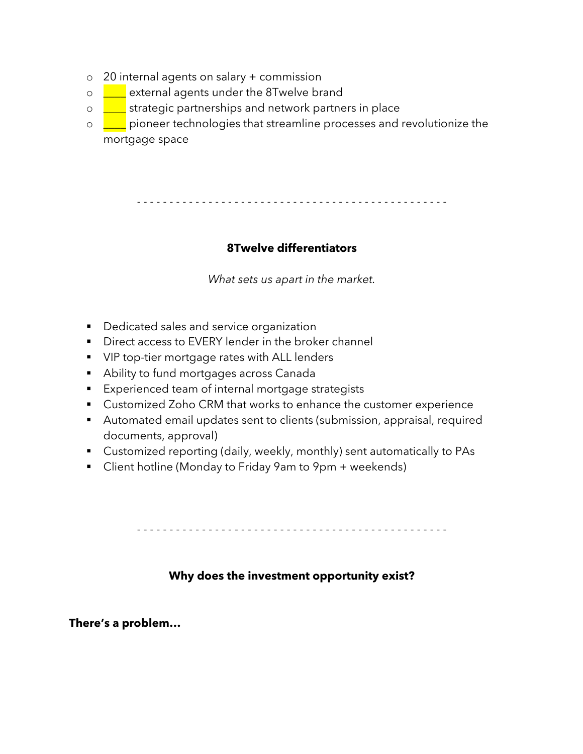- 20 internal agents on salary + commission
- ____ external agents under the 8Twelve brand
- ____ strategic partnerships and network partners in place
- ____ pioneer technologies that streamline processes and revolutionize the mortgage space

- - - - - - - - - - - - - - - - - - - - - - - - - - - - - - - - - - - - - - - - - - - - - - - -

**8Twelve differentiators**

*What sets us apart in the market.*

- Dedicated sales and service organization
- Direct access to EVERY lender in the broker channel
- VIP top-tier mortgage rates with ALL lenders
- Ability to fund mortgages across Canada
- Experienced team of internal mortgage strategists
- Customized Zoho CRM that works to enhance the customer experience
- Automated email updates sent to clients (submission, appraisal, required documents, approval)
- Customized reporting (daily, weekly, monthly) sent automatically to PAs
- Client hotline (Monday to Friday 9am to 9pm + weekends)

- - - - - - - - - - - - - - - - - - - - - - - - - - - - - - - - - - - - - - - - - - - - - - - -

**Why does the investment opportunity exist?**

**There's a problem…**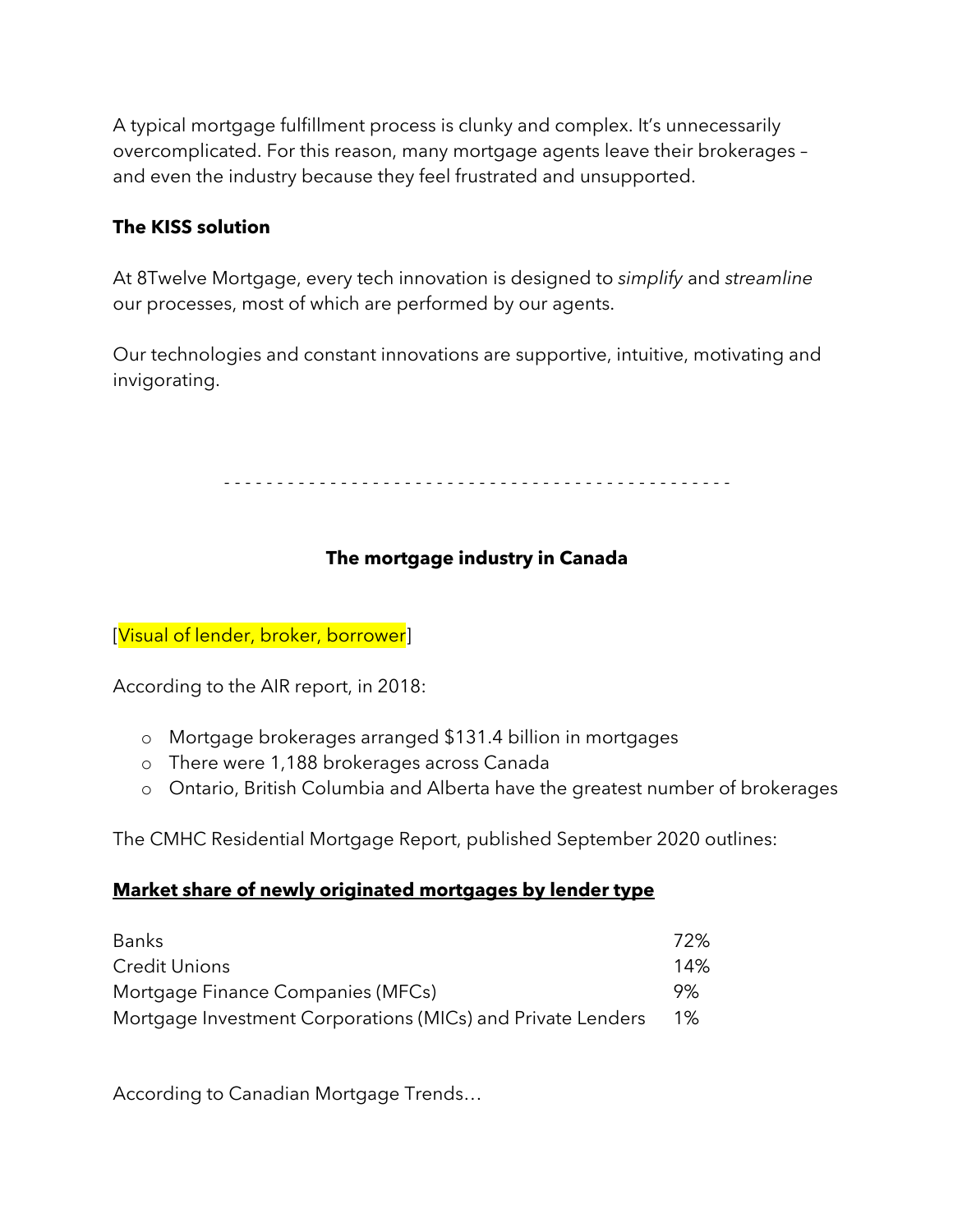A typical mortgage fulfillment process is clunky and complex. It's unnecessarily overcomplicated. For this reason, many mortgage agents leave their brokerages – and even the industry because they feel frustrated and unsupported.

**The KISS solution**

At 8Twelve Mortgage, every tech innovation is designed to *simplify* and *streamline* our processes, most of which are performed by our agents.

Our technologies and constant innovations are supportive, intuitive, motivating and invigorating.

- - - - - - - - - - - - - - - - - - - - - - - - - - - - - - - - - - - - - - - - - - - - - - - -

## The mortgage industry in Canada

[Visual of lender, broker, borrower]

According to the AIR report, in 2018:

- Mortgage brokerages arranged $131.4 billion in mortgages
- There were 1,188 brokerages across Canada
- Ontario, British Columbia and Alberta have the greatest number of brokerages

The CMHC Residential Mortgage Report, published September 2020 outlines:

**Market share of newly originated mortgages by lender type**

| | |
|---|---|
| Banks | 72% |
| Credit Unions | 14% |
| Mortgage Finance Companies (MFCs) | 9% |
| Mortgage Investment Corporations (MICs) and Private Lenders | 1% |

According to Canadian Mortgage Trends…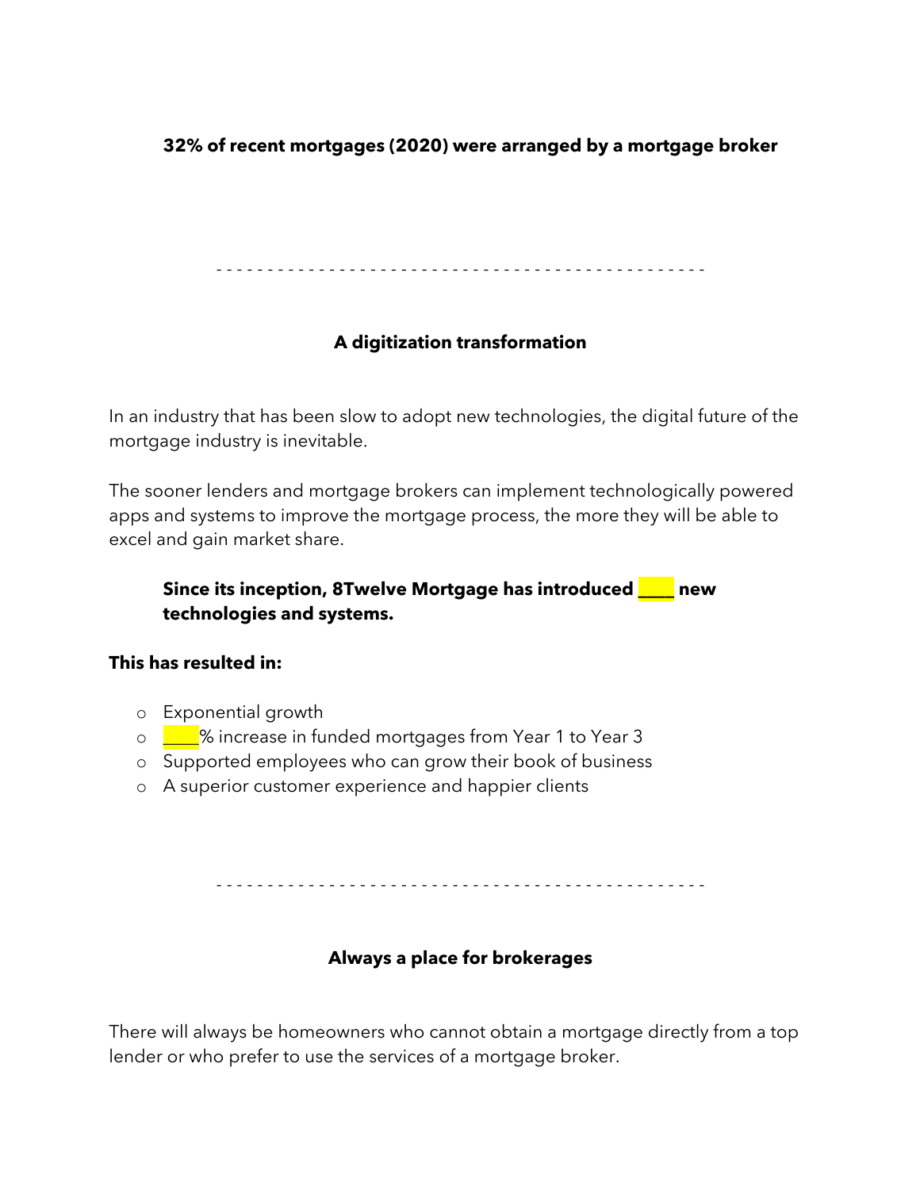**32% of recent mortgages (2020) were arranged by a mortgage broker**

- - - - - - - - - - - - - - - - - - - - - - - - - - - - - - - - - - - - - - - - - - - - - - - -

**A digitization transformation**

In an industry that has been slow to adopt new technologies, the digital future of the mortgage industry is inevitable.

The sooner lenders and mortgage brokers can implement technologically powered apps and systems to improve the mortgage process, the more they will be able to excel and gain market share.

**Since its inception, 8Twelve Mortgage has introduced ____ new technologies and systems.**

**This has resulted in:**

- Exponential growth
- ____% increase in funded mortgages from Year 1 to Year 3
- Supported employees who can grow their book of business
- A superior customer experience and happier clients

- - - - - - - - - - - - - - - - - - - - - - - - - - - - - - - - - - - - - - - - - - - - - - - -

**Always a place for brokerages**

There will always be homeowners who cannot obtain a mortgage directly from a top lender or who prefer to use the services of a mortgage broker.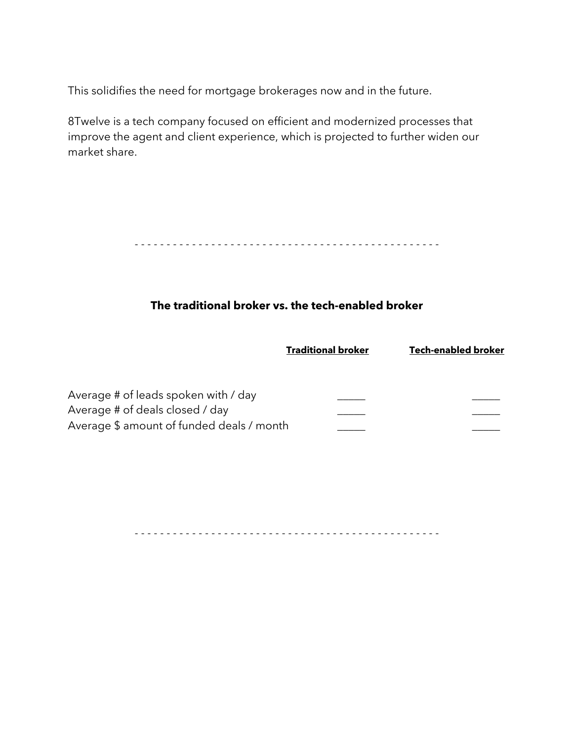This solidifies the need for mortgage brokerages now and in the future.

8Twelve is a tech company focused on efficient and modernized processes that improve the agent and client experience, which is projected to further widen our market share.

- - - - - - - - - - - - - - - - - - - - - - - - - - - - - - - - - - - - - - - - - - - - - - - - -

## The traditional broker vs. the tech-enabled broker

| | **Traditional broker** | **Tech-enabled broker** |
|---|---|---|
| Average # of leads spoken with / day | _____ | _____ |
| Average # of deals closed / day | _____ | _____ |
| Average $ amount of funded deals / month | _____ | _____ |

- - - - - - - - - - - - - - - - - - - - - - - - - - - - - - - - - - - - - - - - - - - - - - - - -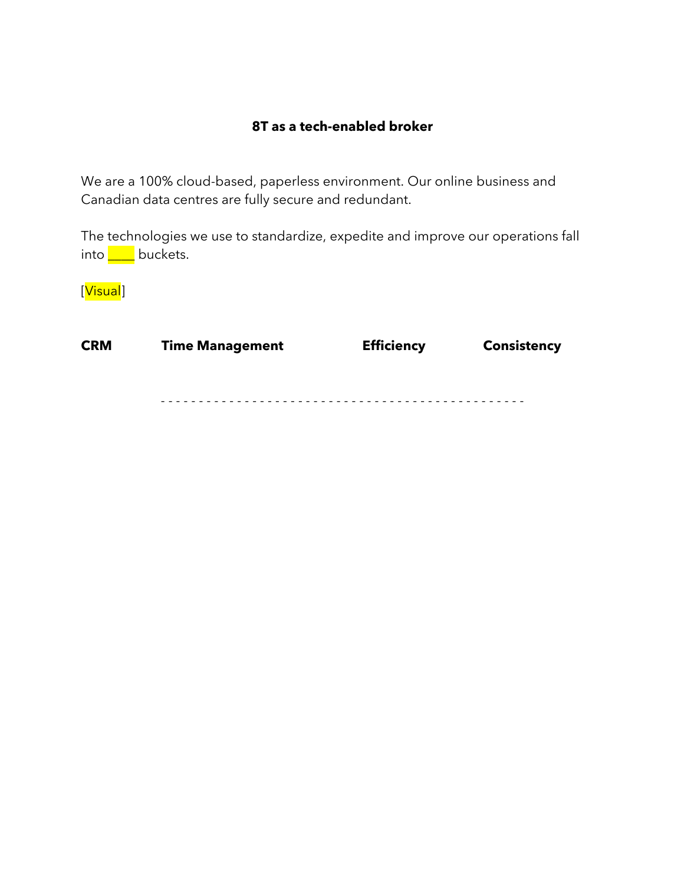**8T as a tech-enabled broker**

We are a 100% cloud-based, paperless environment. Our online business and Canadian data centres are fully secure and redundant.

The technologies we use to standardize, expedite and improve our operations fall into ____ buckets.

[Visual]

**CRM** **Time Management** **Efficiency** **Consistency**

- - - - - - - - - - - - - - - - - - - - - - - - - - - - - - - - - - - - - - - - - - - - - - - - - -